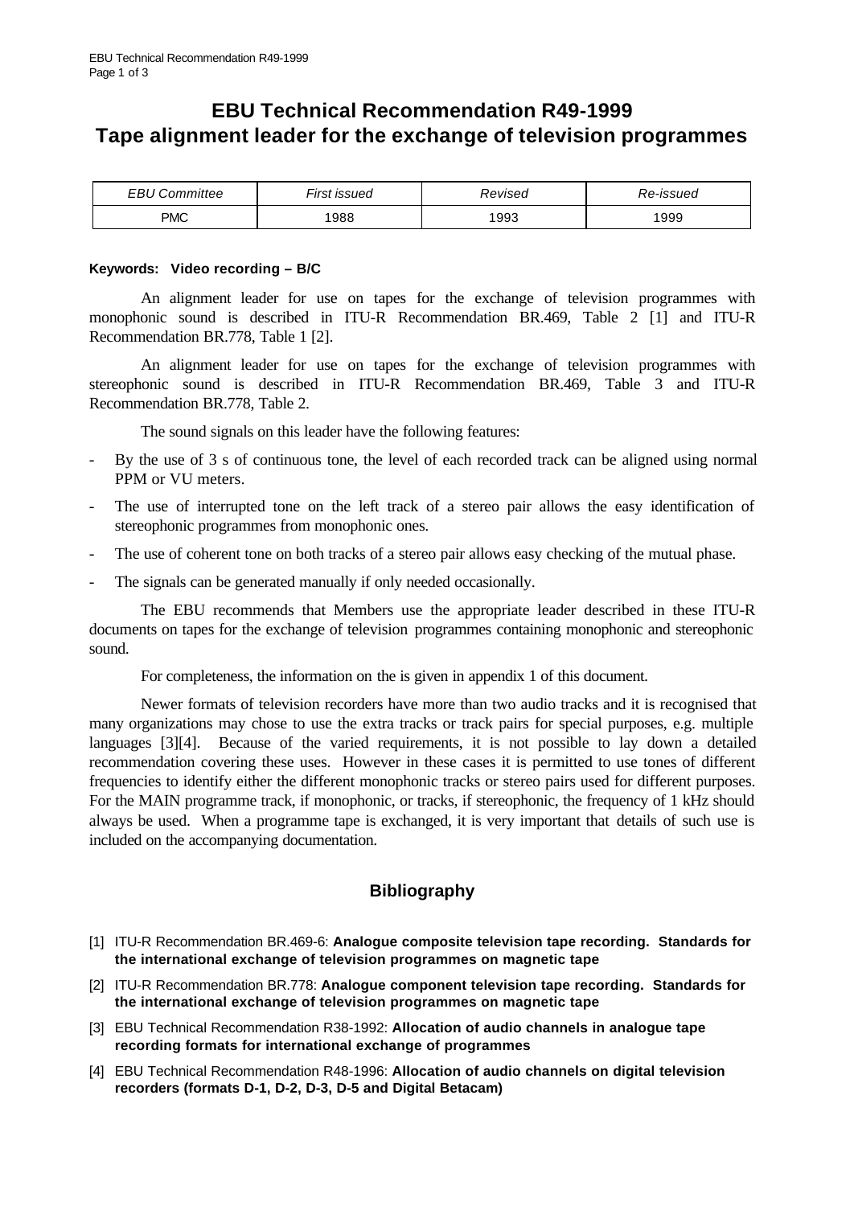# EBU Technical Recommendation R49-1999
# Tape alignment leader for the exchange of television programmes

| *EBU Committee* | *First issued* | *Revised* | *Re-issued* |
| --- | --- | --- | --- |
| PMC | 1988 | 1993 | 1999 |

**Keywords: Video recording – B/C**

An alignment leader for use on tapes for the exchange of television programmes with monophonic sound is described in ITU-R Recommendation BR.469, Table 2 [1] and ITU-R Recommendation BR.778, Table 1 [2].

An alignment leader for use on tapes for the exchange of television programmes with stereophonic sound is described in ITU-R Recommendation BR.469, Table 3 and ITU-R Recommendation BR.778, Table 2.

The sound signals on this leader have the following features:

- By the use of 3 s of continuous tone, the level of each recorded track can be aligned using normal PPM or VU meters.
- The use of interrupted tone on the left track of a stereo pair allows the easy identification of stereophonic programmes from monophonic ones.
- The use of coherent tone on both tracks of a stereo pair allows easy checking of the mutual phase.
- The signals can be generated manually if only needed occasionally.

The EBU recommends that Members use the appropriate leader described in these ITU-R documents on tapes for the exchange of television programmes containing monophonic and stereophonic sound.

For completeness, the information on the is given in appendix 1 of this document.

Newer formats of television recorders have more than two audio tracks and it is recognised that many organizations may chose to use the extra tracks or track pairs for special purposes, e.g. multiple languages [3][4]. Because of the varied requirements, it is not possible to lay down a detailed recommendation covering these uses. However in these cases it is permitted to use tones of different frequencies to identify either the different monophonic tracks or stereo pairs used for different purposes. For the MAIN programme track, if monophonic, or tracks, if stereophonic, the frequency of 1 kHz should always be used. When a programme tape is exchanged, it is very important that details of such use is included on the accompanying documentation.

## Bibliography

[1] ITU-R Recommendation BR.469-6: **Analogue composite television tape recording. Standards for the international exchange of television programmes on magnetic tape**

[2] ITU-R Recommendation BR.778: **Analogue component television tape recording. Standards for the international exchange of television programmes on magnetic tape**

[3] EBU Technical Recommendation R38-1992: **Allocation of audio channels in analogue tape recording formats for international exchange of programmes**

[4] EBU Technical Recommendation R48-1996: **Allocation of audio channels on digital television recorders (formats D-1, D-2, D-3, D-5 and Digital Betacam)**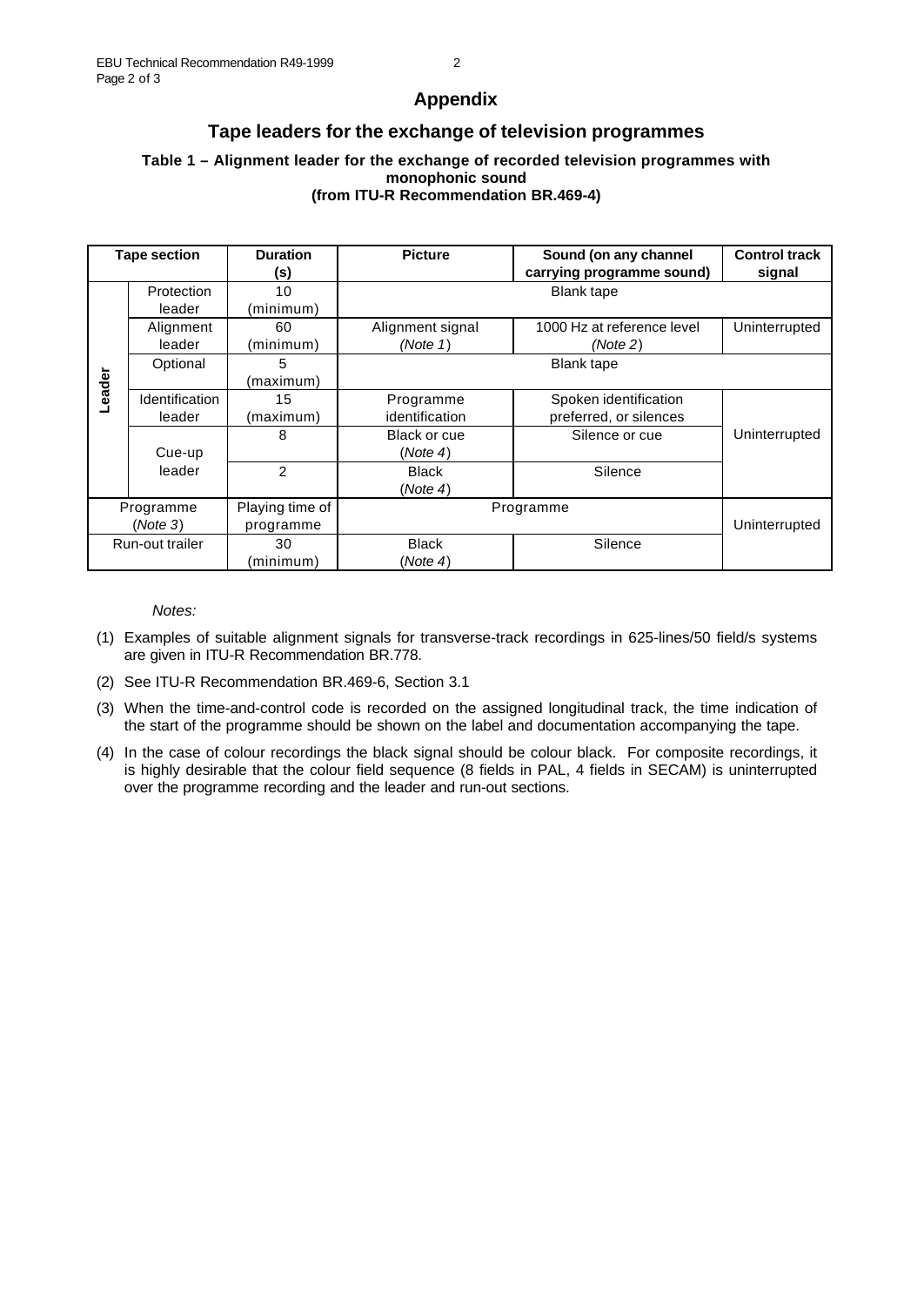# Appendix

## Tape leaders for the exchange of television programmes

**Table 1 – Alignment leader for the exchange of recorded television programmes with monophonic sound (from ITU-R Recommendation BR.469-4)**

| Tape section | | Duration (s) | Picture | Sound (on any channel carrying programme sound) | Control track signal |
|---|---|---|---|---|---|
| Leader | Protection leader | 10 (minimum) | Blank tape | | |
| | Alignment leader | 60 (minimum) | Alignment signal (*Note 1*) | 1000 Hz at reference level (*Note 2*) | Uninterrupted |
| | Optional | 5 (maximum) | Blank tape | | |
| | Identification leader | 15 (maximum) | Programme identification | Spoken identification preferred, or silences | Uninterrupted |
| | Cue-up leader | 8 | Black or cue (*Note 4*) | Silence or cue | |
| | | 2 | Black (*Note 4*) | Silence | |
| Programme (*Note 3*) | | Playing time of programme | Programme | | Uninterrupted |
| Run-out trailer | | 30 (minimum) | Black (*Note 4*) | Silence | |

*Notes:*

(1) Examples of suitable alignment signals for transverse-track recordings in 625-lines/50 field/s systems are given in ITU-R Recommendation BR.778.

(2) See ITU-R Recommendation BR.469-6, Section 3.1

(3) When the time-and-control code is recorded on the assigned longitudinal track, the time indication of the start of the programme should be shown on the label and documentation accompanying the tape.

(4) In the case of colour recordings the black signal should be colour black. For composite recordings, it is highly desirable that the colour field sequence (8 fields in PAL, 4 fields in SECAM) is uninterrupted over the programme recording and the leader and run-out sections.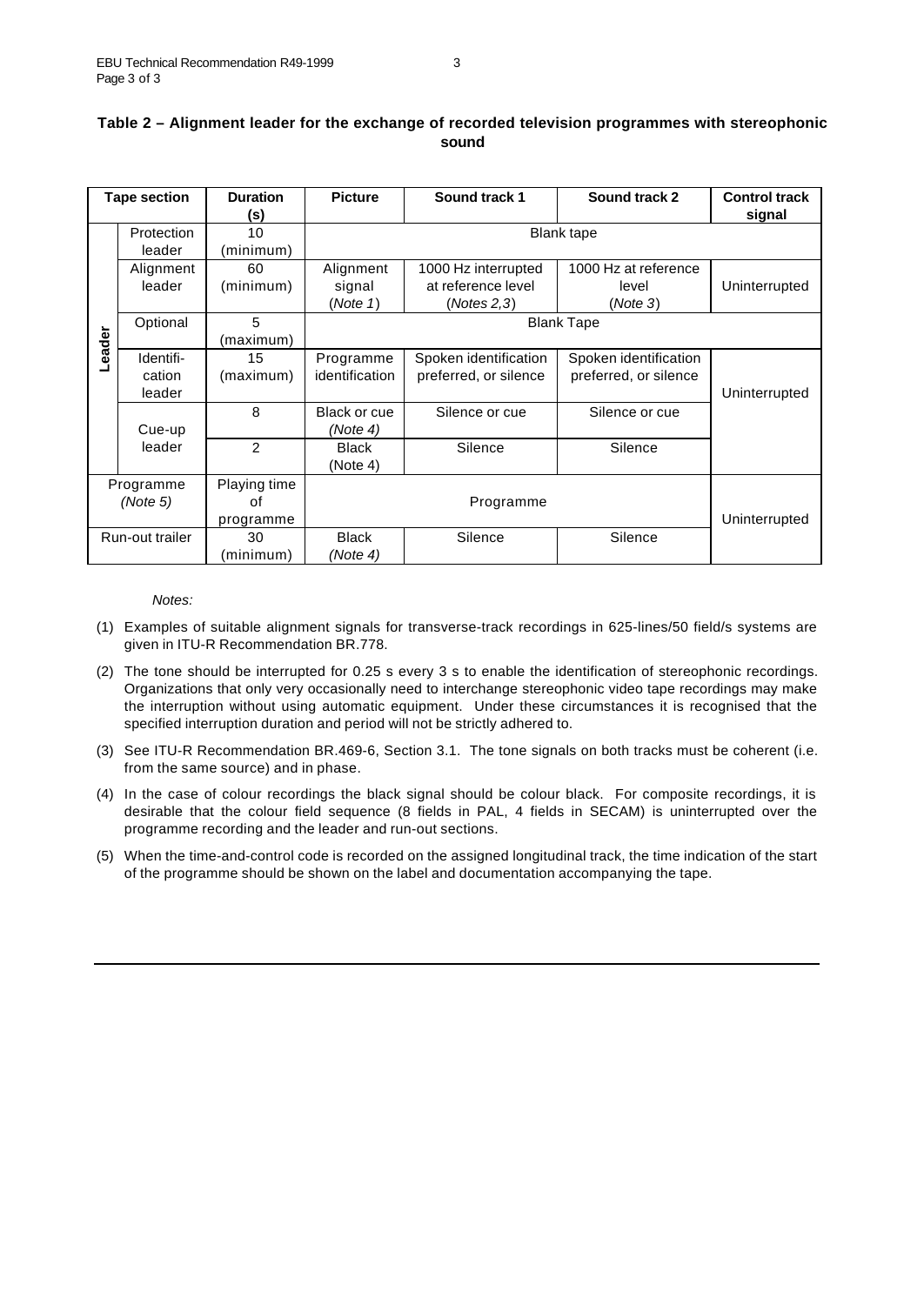**Table 2 – Alignment leader for the exchange of recorded television programmes with stereophonic sound**

| Tape section | | Duration (s) | Picture | Sound track 1 | Sound track 2 | Control track signal |
|---|---|---|---|---|---|---|
| Leader | Protection leader | 10 (minimum) | Blank tape | | | |
| | Alignment leader | 60 (minimum) | Alignment signal (*Note 1*) | 1000 Hz interrupted at reference level (*Notes 2,3*) | 1000 Hz at reference level (*Note 3*) | Uninterrupted |
| | Optional | 5 (maximum) | Blank Tape | | | |
| | Identifi-cation leader | 15 (maximum) | Programme identification | Spoken identification preferred, or silence | Spoken identification preferred, or silence | Uninterrupted |
| | Cue-up leader | 8 | Black or cue (*Note 4*) | Silence or cue | Silence or cue | |
| | | 2 | Black (Note 4) | Silence | Silence | |
| Programme (*Note 5*) | | Playing time of programme | Programme | | | Uninterrupted |
| Run-out trailer | | 30 (minimum) | Black (*Note 4*) | Silence | Silence | |

*Notes:*

(1) Examples of suitable alignment signals for transverse-track recordings in 625-lines/50 field/s systems are given in ITU-R Recommendation BR.778.

(2) The tone should be interrupted for 0.25 s every 3 s to enable the identification of stereophonic recordings. Organizations that only very occasionally need to interchange stereophonic video tape recordings may make the interruption without using automatic equipment. Under these circumstances it is recognised that the specified interruption duration and period will not be strictly adhered to.

(3) See ITU-R Recommendation BR.469-6, Section 3.1. The tone signals on both tracks must be coherent (i.e. from the same source) and in phase.

(4) In the case of colour recordings the black signal should be colour black. For composite recordings, it is desirable that the colour field sequence (8 fields in PAL, 4 fields in SECAM) is uninterrupted over the programme recording and the leader and run-out sections.

(5) When the time-and-control code is recorded on the assigned longitudinal track, the time indication of the start of the programme should be shown on the label and documentation accompanying the tape.